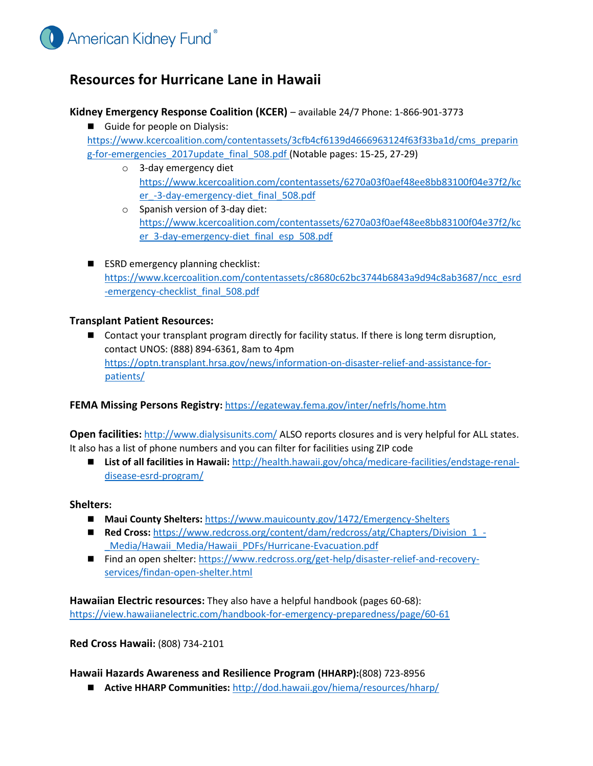American Kidney Fund®

# Resources for Hurricane Lane in Hawaii

**Kidney Emergency Response Coalition (KCER)** – available 24/7 Phone: 1-866-901-3773

- Guide for people on Dialysis: https://www.kcercoalition.com/contentassets/3cfb4cf6139d4666963124f63f33ba1d/cms_preparing-for-emergencies_2017update_final_508.pdf (Notable pages: 15-25, 27-29)
  - 3-day emergency diet https://www.kcercoalition.com/contentassets/6270a03f0aef48ee8bb83100f04e37f2/kcer_-3-day-emergency-diet_final_508.pdf
  - Spanish version of 3-day diet: https://www.kcercoalition.com/contentassets/6270a03f0aef48ee8bb83100f04e37f2/kcer_3-day-emergency-diet_final_esp_508.pdf

- ESRD emergency planning checklist: https://www.kcercoalition.com/contentassets/c8680c62bc3744b6843a9d94c8ab3687/ncc_esrd-emergency-checklist_final_508.pdf

**Transplant Patient Resources:**

- Contact your transplant program directly for facility status. If there is long term disruption, contact UNOS: (888) 894-6361, 8am to 4pm https://optn.transplant.hrsa.gov/news/information-on-disaster-relief-and-assistance-for-patients/

**FEMA Missing Persons Registry:** https://egateway.fema.gov/inter/nefrls/home.htm

**Open facilities:** http://www.dialysisunits.com/ ALSO reports closures and is very helpful for ALL states. It also has a list of phone numbers and you can filter for facilities using ZIP code

- **List of all facilities in Hawaii:** http://health.hawaii.gov/ohca/medicare-facilities/endstage-renal-disease-esrd-program/

**Shelters:**

- **Maui County Shelters:** https://www.mauicounty.gov/1472/Emergency-Shelters
- **Red Cross:** https://www.redcross.org/content/dam/redcross/atg/Chapters/Division_1_-_Media/Hawaii_Media/Hawaii_PDFs/Hurricane-Evacuation.pdf
- Find an open shelter: https://www.redcross.org/get-help/disaster-relief-and-recovery-services/findan-open-shelter.html

**Hawaiian Electric resources:** They also have a helpful handbook (pages 60-68): https://view.hawaiianelectric.com/handbook-for-emergency-preparedness/page/60-61

**Red Cross Hawaii:** (808) 734-2101

**Hawaii Hazards Awareness and Resilience Program (HHARP):**(808) 723-8956

- **Active HHARP Communities:** http://dod.hawaii.gov/hiema/resources/hharp/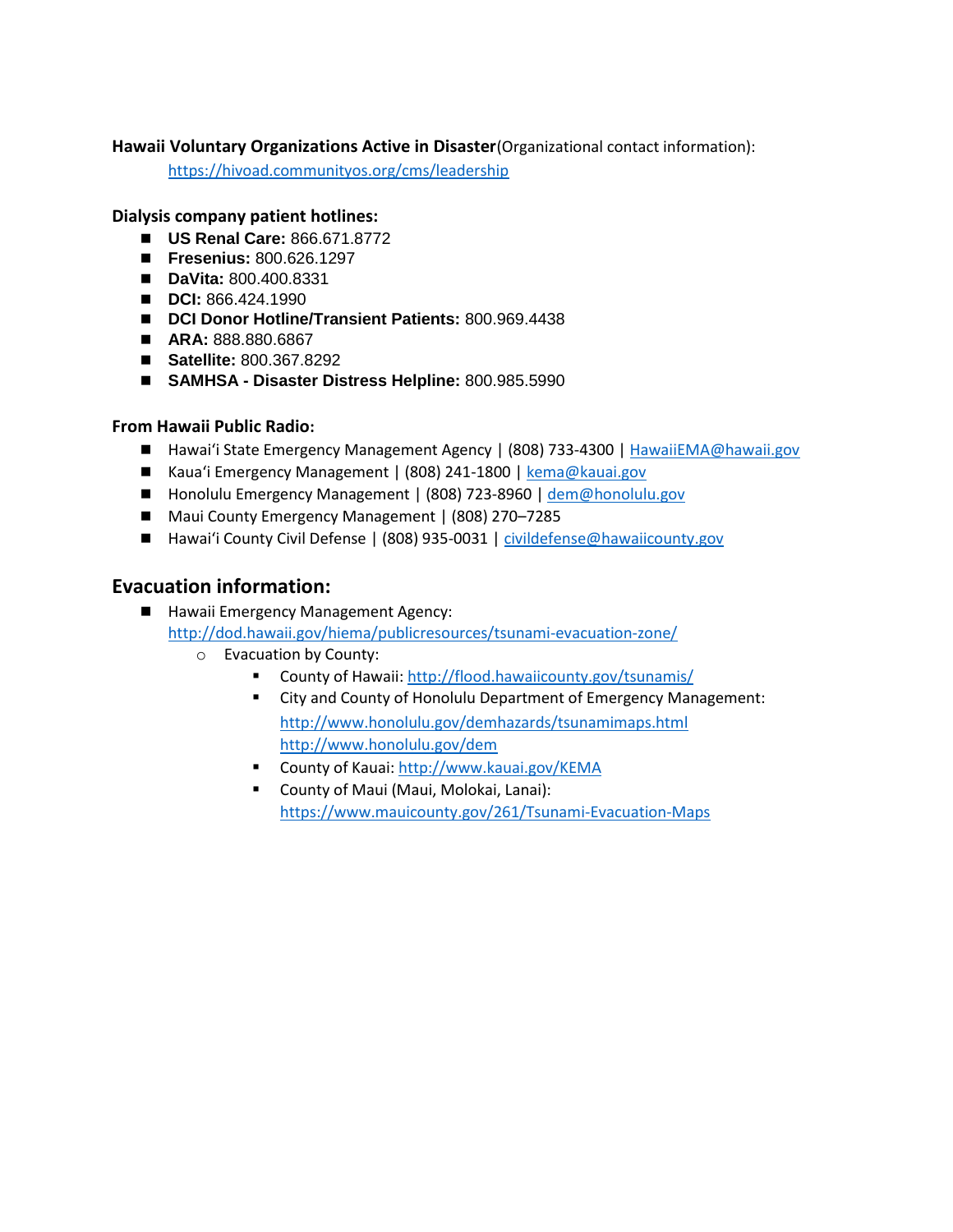**Hawaii Voluntary Organizations Active in Disaster**(Organizational contact information):

https://hivoad.communityos.org/cms/leadership

**Dialysis company patient hotlines:**

- **US Renal Care:** 866.671.8772
- **Fresenius:** 800.626.1297
- **DaVita:** 800.400.8331
- **DCI:** 866.424.1990
- **DCI Donor Hotline/Transient Patients:** 800.969.4438
- **ARA:** 888.880.6867
- **Satellite:** 800.367.8292
- **SAMHSA - Disaster Distress Helpline:** 800.985.5990

**From Hawaii Public Radio:**

- Hawaiʻi State Emergency Management Agency | (808) 733-4300 | HawaiiEMA@hawaii.gov
- Kauaʻi Emergency Management | (808) 241-1800 | kema@kauai.gov
- Honolulu Emergency Management | (808) 723-8960 | dem@honolulu.gov
- Maui County Emergency Management | (808) 270–7285
- Hawaiʻi County Civil Defense | (808) 935-0031 | civildefense@hawaiicounty.gov

## Evacuation information:

- Hawaii Emergency Management Agency: http://dod.hawaii.gov/hiema/publicresources/tsunami-evacuation-zone/
  - Evacuation by County:
    - County of Hawaii: http://flood.hawaiicounty.gov/tsunamis/
    - City and County of Honolulu Department of Emergency Management: http://www.honolulu.gov/demhazards/tsunamimaps.html http://www.honolulu.gov/dem
    - County of Kauai: http://www.kauai.gov/KEMA
    - County of Maui (Maui, Molokai, Lanai): https://www.mauicounty.gov/261/Tsunami-Evacuation-Maps